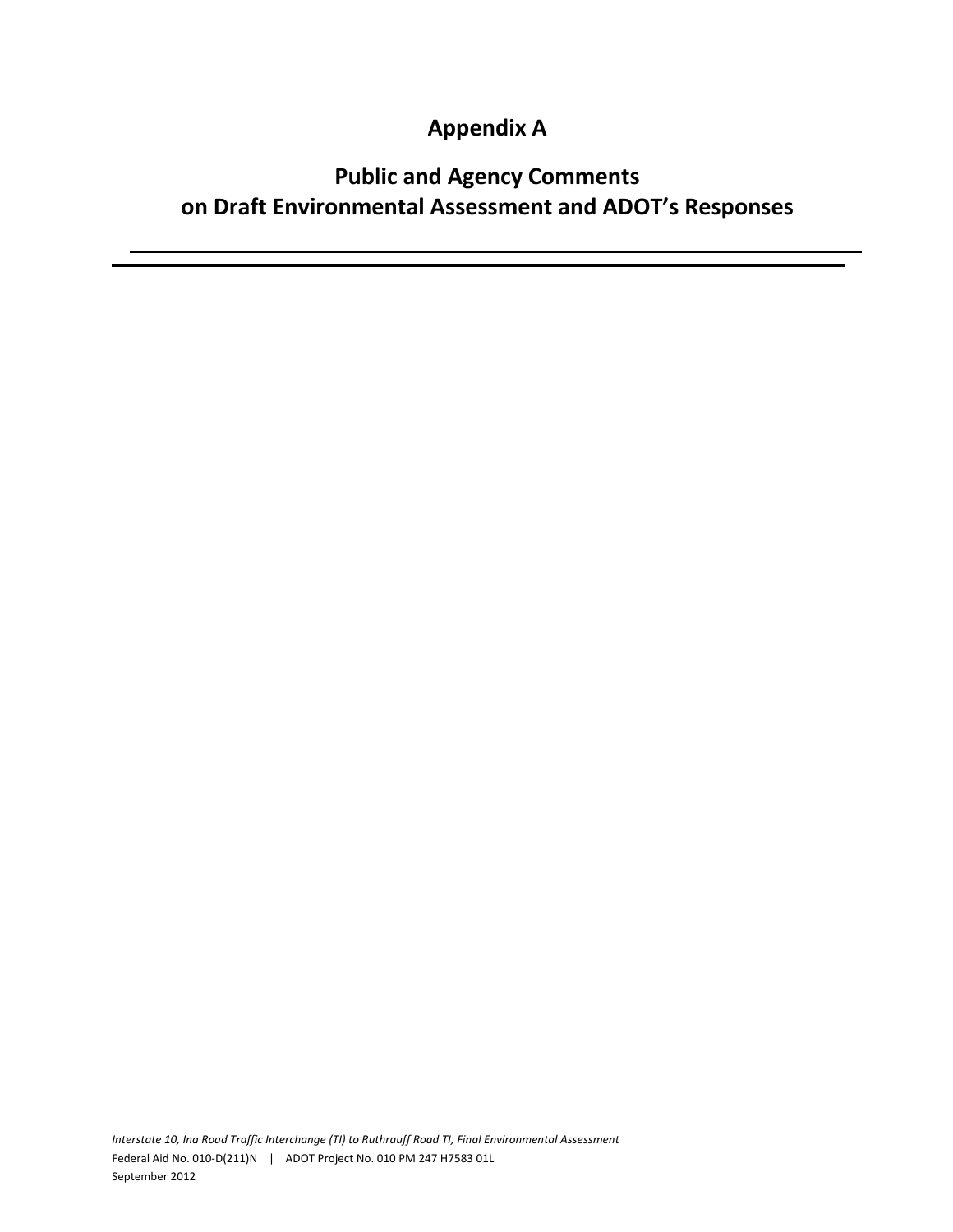# Appendix A

## Public and Agency Comments on Draft Environmental Assessment and ADOT's Responses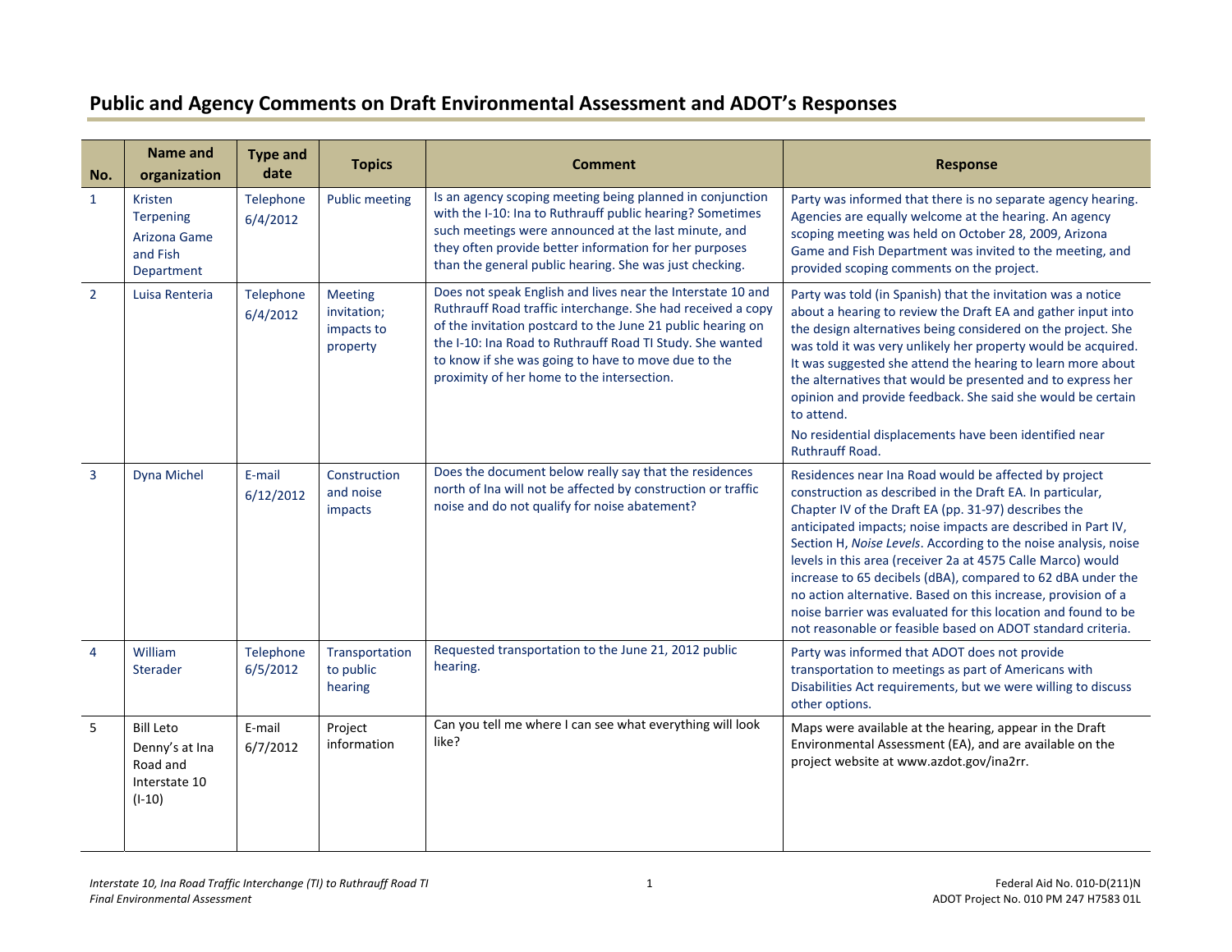# Public and Agency Comments on Draft Environmental Assessment and ADOT's Responses

| No. | Name and organization | Type and date | Topics | Comment | Response |
|---|---|---|---|---|---|
| 1 | Kristen Terpening Arizona Game and Fish Department | Telephone 6/4/2012 | Public meeting | Is an agency scoping meeting being planned in conjunction with the I-10: Ina to Ruthrauff public hearing? Sometimes such meetings were announced at the last minute, and they often provide better information for her purposes than the general public hearing. She was just checking. | Party was informed that there is no separate agency hearing. Agencies are equally welcome at the hearing. An agency scoping meeting was held on October 28, 2009, Arizona Game and Fish Department was invited to the meeting, and provided scoping comments on the project. |
| 2 | Luisa Renteria | Telephone 6/4/2012 | Meeting invitation; impacts to property | Does not speak English and lives near the Interstate 10 and Ruthrauff Road traffic interchange. She had received a copy of the invitation postcard to the June 21 public hearing on the I-10: Ina Road to Ruthrauff Road TI Study. She wanted to know if she was going to have to move due to the proximity of her home to the intersection. | Party was told (in Spanish) that the invitation was a notice about a hearing to review the Draft EA and gather input into the design alternatives being considered on the project. She was told it was very unlikely her property would be acquired. It was suggested she attend the hearing to learn more about the alternatives that would be presented and to express her opinion and provide feedback. She said she would be certain to attend.<br><br>No residential displacements have been identified near Ruthrauff Road. |
| 3 | Dyna Michel | E-mail 6/12/2012 | Construction and noise impacts | Does the document below really say that the residences north of Ina will not be affected by construction or traffic noise and do not qualify for noise abatement? | Residences near Ina Road would be affected by project construction as described in the Draft EA. In particular, Chapter IV of the Draft EA (pp. 31-97) describes the anticipated impacts; noise impacts are described in Part IV, Section H, *Noise Levels*. According to the noise analysis, noise levels in this area (receiver 2a at 4575 Calle Marco) would increase to 65 decibels (dBA), compared to 62 dBA under the no action alternative. Based on this increase, provision of a noise barrier was evaluated for this location and found to be not reasonable or feasible based on ADOT standard criteria. |
| 4 | William Sterader | Telephone 6/5/2012 | Transportation to public hearing | Requested transportation to the June 21, 2012 public hearing. | Party was informed that ADOT does not provide transportation to meetings as part of Americans with Disabilities Act requirements, but we were willing to discuss other options. |
| 5 | Bill Leto Denny's at Ina Road and Interstate 10 (I-10) | E-mail 6/7/2012 | Project information | Can you tell me where I can see what everything will look like? | Maps were available at the hearing, appear in the Draft Environmental Assessment (EA), and are available on the project website at www.azdot.gov/ina2rr. |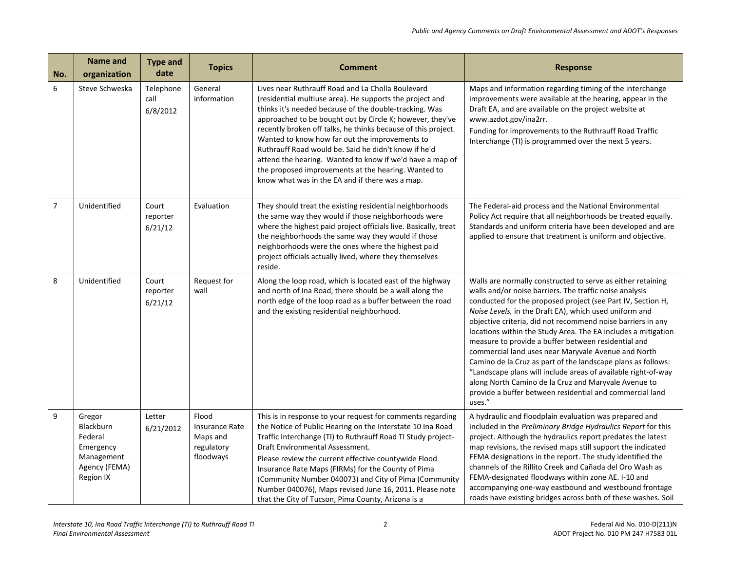| No. | Name and organization | Type and date | Topics | Comment | Response |
|---|---|---|---|---|---|
| 6 | Steve Schweska | Telephone call 6/8/2012 | General information | Lives near Ruthrauff Road and La Cholla Boulevard (residential multiuse area). He supports the project and thinks it's needed because of the double-tracking. Was approached to be bought out by Circle K; however, they've recently broken off talks, he thinks because of this project. Wanted to know how far out the improvements to Ruthrauff Road would be. Said he didn't know if he'd attend the hearing. Wanted to know if we'd have a map of the proposed improvements at the hearing. Wanted to know what was in the EA and if there was a map. | Maps and information regarding timing of the interchange improvements were available at the hearing, appear in the Draft EA, and are available on the project website at www.azdot.gov/ina2rr.<br>Funding for improvements to the Ruthrauff Road Traffic Interchange (TI) is programmed over the next 5 years. |
| 7 | Unidentified | Court reporter 6/21/12 | Evaluation | They should treat the existing residential neighborhoods the same way they would if those neighborhoods were where the highest paid project officials live. Basically, treat the neighborhoods the same way they would if those neighborhoods were the ones where the highest paid project officials actually lived, where they themselves reside. | The Federal-aid process and the National Environmental Policy Act require that all neighborhoods be treated equally. Standards and uniform criteria have been developed and are applied to ensure that treatment is uniform and objective. |
| 8 | Unidentified | Court reporter 6/21/12 | Request for wall | Along the loop road, which is located east of the highway and north of Ina Road, there should be a wall along the north edge of the loop road as a buffer between the road and the existing residential neighborhood. | Walls are normally constructed to serve as either retaining walls and/or noise barriers. The traffic noise analysis conducted for the proposed project (see Part IV, Section H, *Noise Levels,* in the Draft EA), which used uniform and objective criteria, did not recommend noise barriers in any locations within the Study Area. The EA includes a mitigation measure to provide a buffer between residential and commercial land uses near Maryvale Avenue and North Camino de la Cruz as part of the landscape plans as follows: "Landscape plans will include areas of available right-of-way along North Camino de la Cruz and Maryvale Avenue to provide a buffer between residential and commercial land uses." |
| 9 | Gregor Blackburn Federal Emergency Management Agency (FEMA) Region IX | Letter 6/21/2012 | Flood Insurance Rate Maps and regulatory floodways | This is in response to your request for comments regarding the Notice of Public Hearing on the Interstate 10 Ina Road Traffic Interchange (TI) to Ruthrauff Road TI Study project-Draft Environmental Assessment.<br>Please review the current effective countywide Flood Insurance Rate Maps (FIRMs) for the County of Pima (Community Number 040073) and City of Pima (Community Number 040076), Maps revised June 16, 2011. Please note that the City of Tucson, Pima County, Arizona is a | A hydraulic and floodplain evaluation was prepared and included in the *Preliminary Bridge Hydraulics Report* for this project. Although the hydraulics report predates the latest map revisions, the revised maps still support the indicated FEMA designations in the report. The study identified the channels of the Rillito Creek and Cañada del Oro Wash as FEMA-designated floodways within zone AE. I-10 and accompanying one-way eastbound and westbound frontage roads have existing bridges across both of these washes. Soil |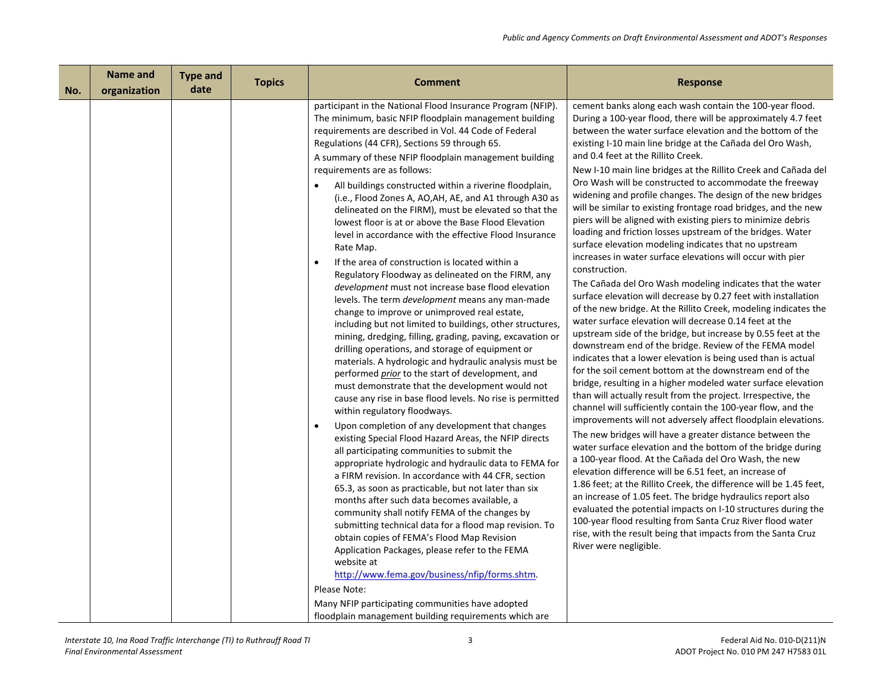| No. | Name and organization | Type and date | Topics | Comment | Response |
|---|---|---|---|---|---|
| | | | | participant in the National Flood Insurance Program (NFIP). The minimum, basic NFIP floodplain management building requirements are described in Vol. 44 Code of Federal Regulations (44 CFR), Sections 59 through 65.<br>A summary of these NFIP floodplain management building requirements are as follows:<br>• All buildings constructed within a riverine floodplain, (i.e., Flood Zones A, AO,AH, AE, and A1 through A30 as delineated on the FIRM), must be elevated so that the lowest floor is at or above the Base Flood Elevation level in accordance with the effective Flood Insurance Rate Map.<br>• If the area of construction is located within a Regulatory Floodway as delineated on the FIRM, any *development* must not increase base flood elevation levels. The term *development* means any man-made change to improve or unimproved real estate, including but not limited to buildings, other structures, mining, dredging, filling, grading, paving, excavation or drilling operations, and storage of equipment or materials. A hydrologic and hydraulic analysis must be performed *prior* to the start of development, and must demonstrate that the development would not cause any rise in base flood levels. No rise is permitted within regulatory floodways.<br>• Upon completion of any development that changes existing Special Flood Hazard Areas, the NFIP directs all participating communities to submit the appropriate hydrologic and hydraulic data to FEMA for a FIRM revision. In accordance with 44 CFR, section 65.3, as soon as practicable, but not later than six months after such data becomes available, a community shall notify FEMA of the changes by submitting technical data for a flood map revision. To obtain copies of FEMA's Flood Map Revision Application Packages, please refer to the FEMA website at http://www.fema.gov/business/nfip/forms.shtm.<br>Please Note:<br>Many NFIP participating communities have adopted floodplain management building requirements which are | cement banks along each wash contain the 100-year flood. During a 100-year flood, there will be approximately 4.7 feet between the water surface elevation and the bottom of the existing I-10 main line bridge at the Cañada del Oro Wash, and 0.4 feet at the Rillito Creek.<br>New I-10 main line bridges at the Rillito Creek and Cañada del Oro Wash will be constructed to accommodate the freeway widening and profile changes. The design of the new bridges will be similar to existing frontage road bridges, and the new piers will be aligned with existing piers to minimize debris loading and friction losses upstream of the bridges. Water surface elevation modeling indicates that no upstream increases in water surface elevations will occur with pier construction.<br>The Cañada del Oro Wash modeling indicates that the water surface elevation will decrease by 0.27 feet with installation of the new bridge. At the Rillito Creek, modeling indicates the water surface elevation will decrease 0.14 feet at the upstream side of the bridge, but increase by 0.55 feet at the downstream end of the bridge. Review of the FEMA model indicates that a lower elevation is being used than is actual for the soil cement bottom at the downstream end of the bridge, resulting in a higher modeled water surface elevation than will actually result from the project. Irrespective, the channel will sufficiently contain the 100-year flow, and the improvements will not adversely affect floodplain elevations.<br>The new bridges will have a greater distance between the water surface elevation and the bottom of the bridge during a 100-year flood. At the Cañada del Oro Wash, the new elevation difference will be 6.51 feet, an increase of 1.86 feet; at the Rillito Creek, the difference will be 1.45 feet, an increase of 1.05 feet. The bridge hydraulics report also evaluated the potential impacts on I-10 structures during the 100-year flood resulting from Santa Cruz River flood water rise, with the result being that impacts from the Santa Cruz River were negligible. |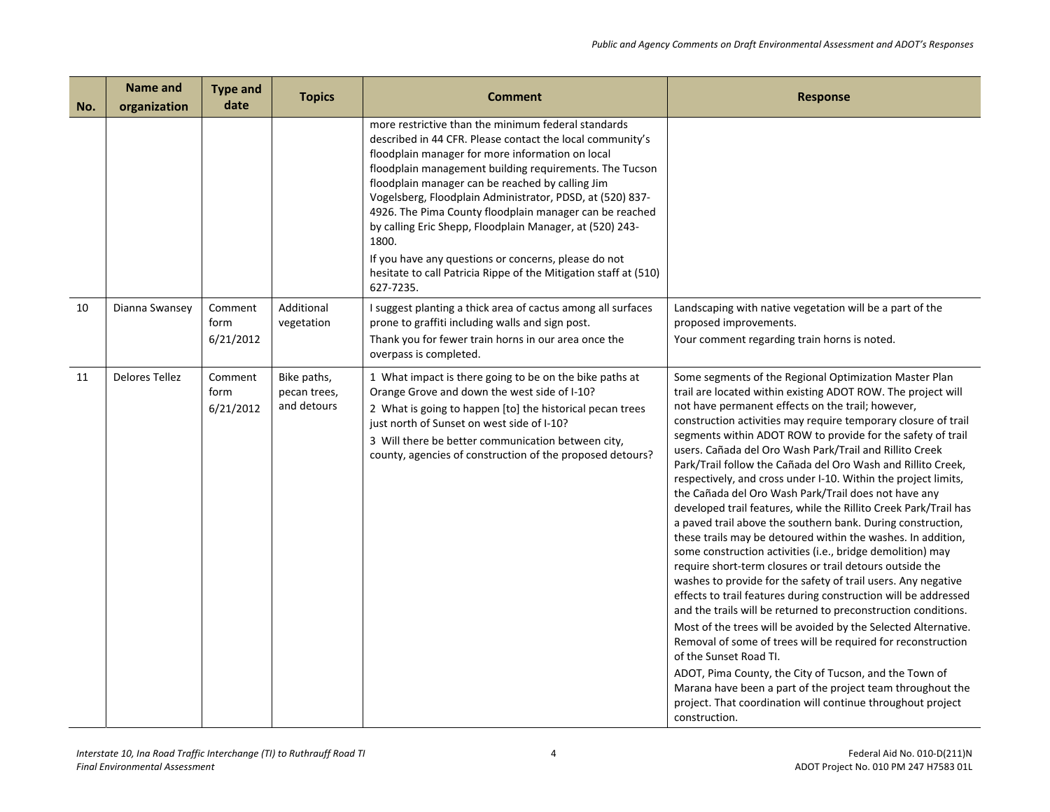| No. | Name and organization | Type and date | Topics | Comment | Response |
|---|---|---|---|---|---|
| | | | | more restrictive than the minimum federal standards described in 44 CFR. Please contact the local community's floodplain manager for more information on local floodplain management building requirements. The Tucson floodplain manager can be reached by calling Jim Vogelsberg, Floodplain Administrator, PDSD, at (520) 837-4926. The Pima County floodplain manager can be reached by calling Eric Shepp, Floodplain Manager, at (520) 243-1800.<br><br>If you have any questions or concerns, please do not hesitate to call Patricia Rippe of the Mitigation staff at (510) 627-7235. | |
| 10 | Dianna Swansey | Comment form 6/21/2012 | Additional vegetation | I suggest planting a thick area of cactus among all surfaces prone to graffiti including walls and sign post.<br><br>Thank you for fewer train horns in our area once the overpass is completed. | Landscaping with native vegetation will be a part of the proposed improvements.<br><br>Your comment regarding train horns is noted. |
| 11 | Delores Tellez | Comment form 6/21/2012 | Bike paths, pecan trees, and detours | 1 What impact is there going to be on the bike paths at Orange Grove and down the west side of I-10?<br><br>2 What is going to happen [to] the historical pecan trees just north of Sunset on west side of I-10?<br><br>3 Will there be better communication between city, county, agencies of construction of the proposed detours? | Some segments of the Regional Optimization Master Plan trail are located within existing ADOT ROW. The project will not have permanent effects on the trail; however, construction activities may require temporary closure of trail segments within ADOT ROW to provide for the safety of trail users. Cañada del Oro Wash Park/Trail and Rillito Creek Park/Trail follow the Cañada del Oro Wash and Rillito Creek, respectively, and cross under I-10. Within the project limits, the Cañada del Oro Wash Park/Trail does not have any developed trail features, while the Rillito Creek Park/Trail has a paved trail above the southern bank. During construction, these trails may be detoured within the washes. In addition, some construction activities (i.e., bridge demolition) may require short-term closures or trail detours outside the washes to provide for the safety of trail users. Any negative effects to trail features during construction will be addressed and the trails will be returned to preconstruction conditions.<br><br>Most of the trees will be avoided by the Selected Alternative. Removal of some of trees will be required for reconstruction of the Sunset Road TI.<br><br>ADOT, Pima County, the City of Tucson, and the Town of Marana have been a part of the project team throughout the project. That coordination will continue throughout project construction. |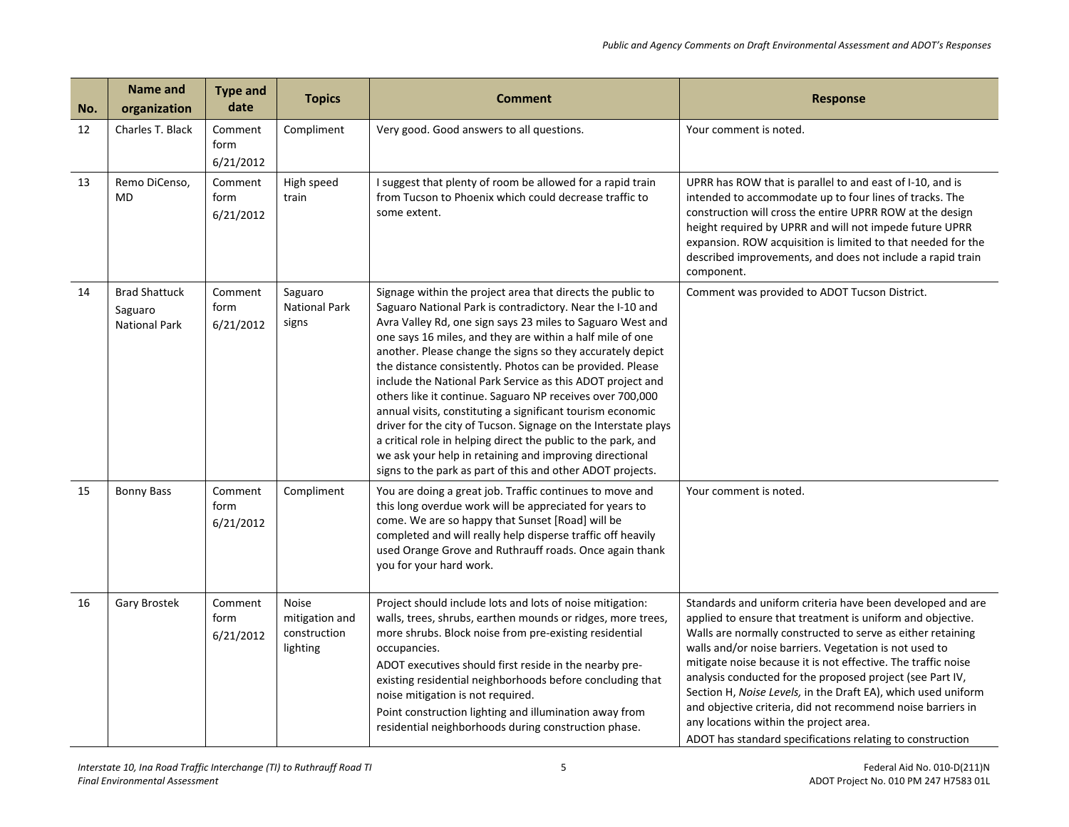| No. | Name and organization | Type and date | Topics | Comment | Response |
|---|---|---|---|---|---|
| 12 | Charles T. Black | Comment form 6/21/2012 | Compliment | Very good. Good answers to all questions. | Your comment is noted. |
| 13 | Remo DiCenso, MD | Comment form 6/21/2012 | High speed train | I suggest that plenty of room be allowed for a rapid train from Tucson to Phoenix which could decrease traffic to some extent. | UPRR has ROW that is parallel to and east of I-10, and is intended to accommodate up to four lines of tracks. The construction will cross the entire UPRR ROW at the design height required by UPRR and will not impede future UPRR expansion. ROW acquisition is limited to that needed for the described improvements, and does not include a rapid train component. |
| 14 | Brad Shattuck Saguaro National Park | Comment form 6/21/2012 | Saguaro National Park signs | Signage within the project area that directs the public to Saguaro National Park is contradictory. Near the I-10 and Avra Valley Rd, one sign says 23 miles to Saguaro West and one says 16 miles, and they are within a half mile of one another. Please change the signs so they accurately depict the distance consistently. Photos can be provided. Please include the National Park Service as this ADOT project and others like it continue. Saguaro NP receives over 700,000 annual visits, constituting a significant tourism economic driver for the city of Tucson. Signage on the Interstate plays a critical role in helping direct the public to the park, and we ask your help in retaining and improving directional signs to the park as part of this and other ADOT projects. | Comment was provided to ADOT Tucson District. |
| 15 | Bonny Bass | Comment form 6/21/2012 | Compliment | You are doing a great job. Traffic continues to move and this long overdue work will be appreciated for years to come. We are so happy that Sunset [Road] will be completed and will really help disperse traffic off heavily used Orange Grove and Ruthrauff roads. Once again thank you for your hard work. | Your comment is noted. |
| 16 | Gary Brostek | Comment form 6/21/2012 | Noise mitigation and construction lighting | Project should include lots and lots of noise mitigation: walls, trees, shrubs, earthen mounds or ridges, more trees, more shrubs. Block noise from pre-existing residential occupancies.<br>ADOT executives should first reside in the nearby pre-existing residential neighborhoods before concluding that noise mitigation is not required.<br>Point construction lighting and illumination away from residential neighborhoods during construction phase. | Standards and uniform criteria have been developed and are applied to ensure that treatment is uniform and objective. Walls are normally constructed to serve as either retaining walls and/or noise barriers. Vegetation is not used to mitigate noise because it is not effective. The traffic noise analysis conducted for the proposed project (see Part IV, Section H, *Noise Levels,* in the Draft EA), which used uniform and objective criteria, did not recommend noise barriers in any locations within the project area.<br>ADOT has standard specifications relating to construction |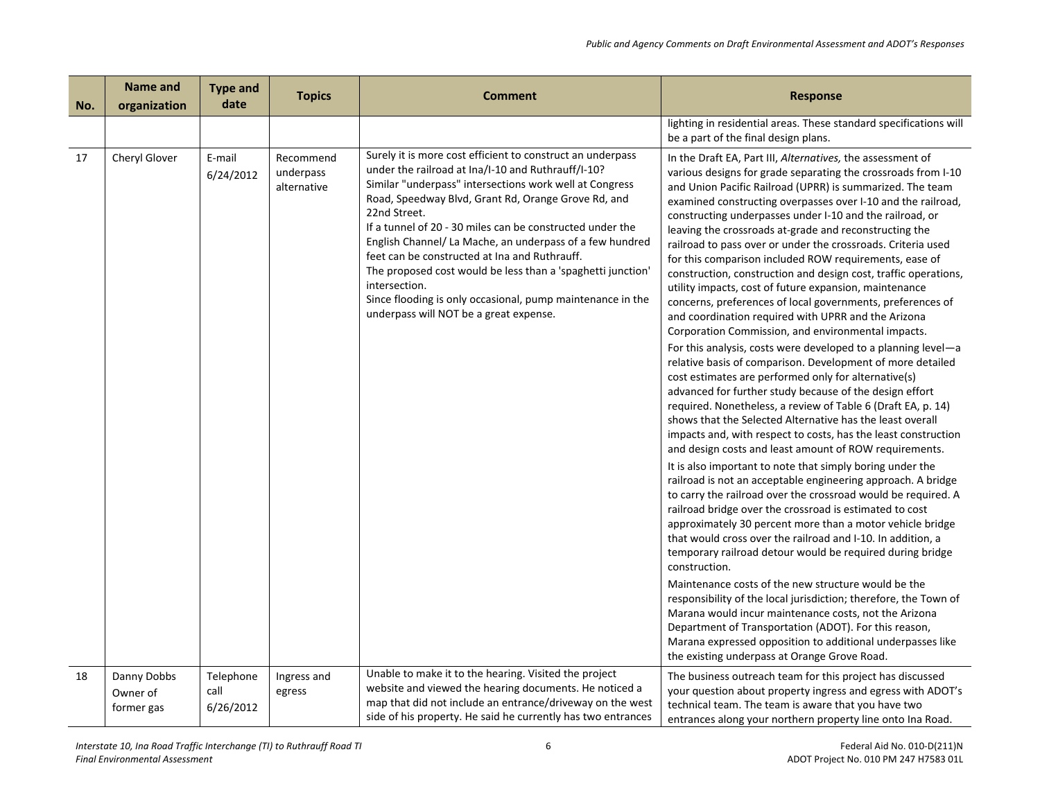| No. | Name and organization | Type and date | Topics | Comment | Response |
|---|---|---|---|---|---|
| | | | | | lighting in residential areas. These standard specifications will be a part of the final design plans. |
| 17 | Cheryl Glover | E-mail 6/24/2012 | Recommend underpass alternative | Surely it is more cost efficient to construct an underpass under the railroad at Ina/I-10 and Ruthrauff/I-10? Similar "underpass" intersections work well at Congress Road, Speedway Blvd, Grant Rd, Orange Grove Rd, and 22nd Street.<br>If a tunnel of 20 - 30 miles can be constructed under the English Channel/ La Mache, an underpass of a few hundred feet can be constructed at Ina and Ruthrauff.<br>The proposed cost would be less than a 'spaghetti junction' intersection.<br>Since flooding is only occasional, pump maintenance in the underpass will NOT be a great expense. | In the Draft EA, Part III, *Alternatives,* the assessment of various designs for grade separating the crossroads from I-10 and Union Pacific Railroad (UPRR) is summarized. The team examined constructing overpasses over I-10 and the railroad, constructing underpasses under I-10 and the railroad, or leaving the crossroads at-grade and reconstructing the railroad to pass over or under the crossroads. Criteria used for this comparison included ROW requirements, ease of construction, construction and design cost, traffic operations, utility impacts, cost of future expansion, maintenance concerns, preferences of local governments, preferences of and coordination required with UPRR and the Arizona Corporation Commission, and environmental impacts.<br>For this analysis, costs were developed to a planning level—a relative basis of comparison. Development of more detailed cost estimates are performed only for alternative(s) advanced for further study because of the design effort required. Nonetheless, a review of Table 6 (Draft EA, p. 14) shows that the Selected Alternative has the least overall impacts and, with respect to costs, has the least construction and design costs and least amount of ROW requirements.<br>It is also important to note that simply boring under the railroad is not an acceptable engineering approach. A bridge to carry the railroad over the crossroad would be required. A railroad bridge over the crossroad is estimated to cost approximately 30 percent more than a motor vehicle bridge that would cross over the railroad and I-10. In addition, a temporary railroad detour would be required during bridge construction.<br>Maintenance costs of the new structure would be the responsibility of the local jurisdiction; therefore, the Town of Marana would incur maintenance costs, not the Arizona Department of Transportation (ADOT). For this reason, Marana expressed opposition to additional underpasses like the existing underpass at Orange Grove Road. |
| 18 | Danny Dobbs<br>Owner of former gas | Telephone call 6/26/2012 | Ingress and egress | Unable to make it to the hearing. Visited the project website and viewed the hearing documents. He noticed a map that did not include an entrance/driveway on the west side of his property. He said he currently has two entrances | The business outreach team for this project has discussed your question about property ingress and egress with ADOT's technical team. The team is aware that you have two entrances along your northern property line onto Ina Road. |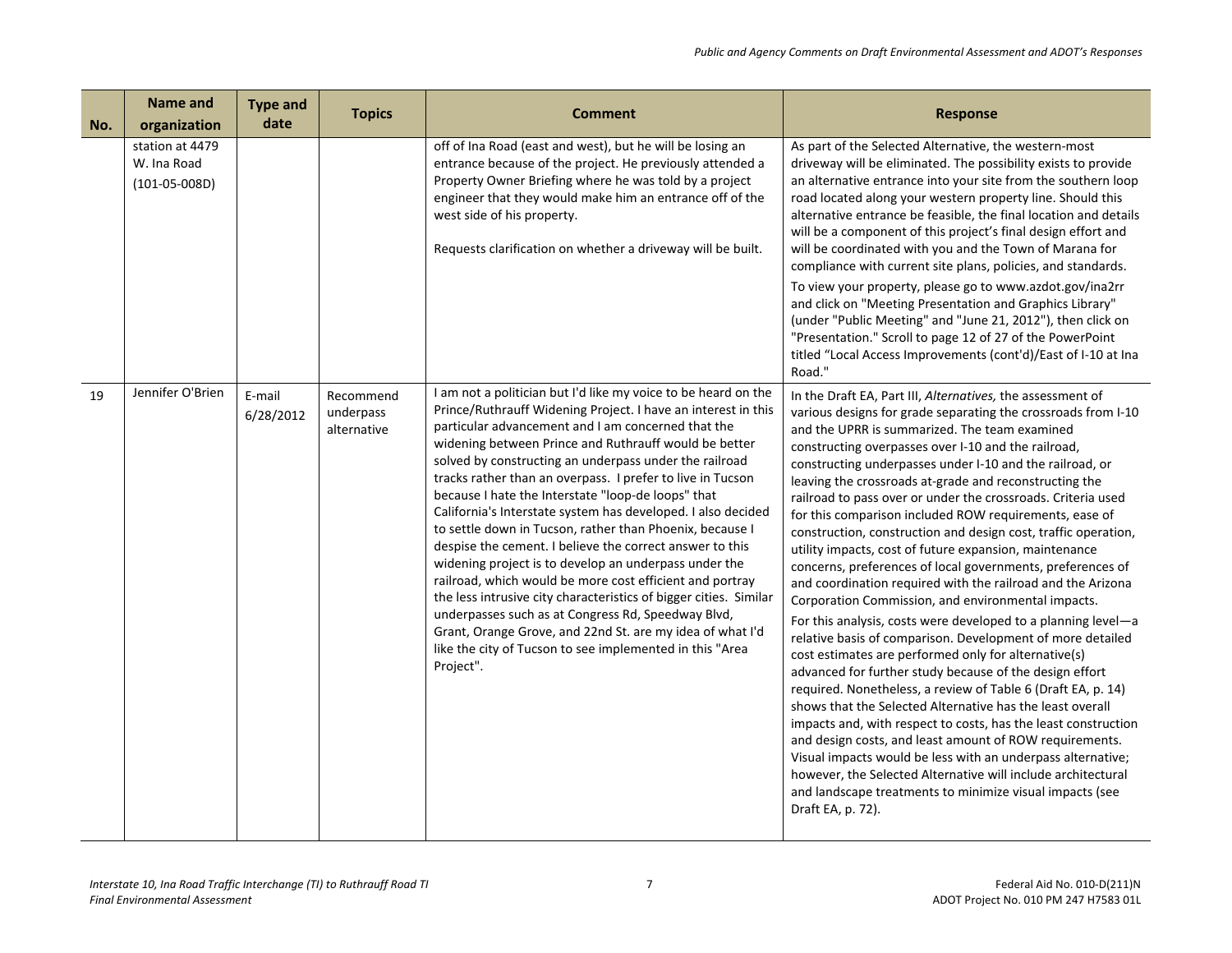| No. | Name and organization | Type and date | Topics | Comment | Response |
|---|---|---|---|---|---|
| | station at 4479 W. Ina Road (101-05-008D) | | | off of Ina Road (east and west), but he will be losing an entrance because of the project. He previously attended a Property Owner Briefing where he was told by a project engineer that they would make him an entrance off of the west side of his property.<br><br>Requests clarification on whether a driveway will be built. | As part of the Selected Alternative, the western-most driveway will be eliminated. The possibility exists to provide an alternative entrance into your site from the southern loop road located along your western property line. Should this alternative entrance be feasible, the final location and details will be a component of this project's final design effort and will be coordinated with you and the Town of Marana for compliance with current site plans, policies, and standards.<br><br>To view your property, please go to www.azdot.gov/ina2rr and click on "Meeting Presentation and Graphics Library" (under "Public Meeting" and "June 21, 2012"), then click on "Presentation." Scroll to page 12 of 27 of the PowerPoint titled "Local Access Improvements (cont'd)/East of I-10 at Ina Road." |
| 19 | Jennifer O'Brien | E-mail 6/28/2012 | Recommend underpass alternative | I am not a politician but I'd like my voice to be heard on the Prince/Ruthrauff Widening Project. I have an interest in this particular advancement and I am concerned that the widening between Prince and Ruthrauff would be better solved by constructing an underpass under the railroad tracks rather than an overpass. I prefer to live in Tucson because I hate the Interstate "loop-de loops" that California's Interstate system has developed. I also decided to settle down in Tucson, rather than Phoenix, because I despise the cement. I believe the correct answer to this widening project is to develop an underpass under the railroad, which would be more cost efficient and portray the less intrusive city characteristics of bigger cities. Similar underpasses such as at Congress Rd, Speedway Blvd, Grant, Orange Grove, and 22nd St. are my idea of what I'd like the city of Tucson to see implemented in this "Area Project". | In the Draft EA, Part III, *Alternatives,* the assessment of various designs for grade separating the crossroads from I-10 and the UPRR is summarized. The team examined constructing overpasses over I-10 and the railroad, constructing underpasses under I-10 and the railroad, or leaving the crossroads at-grade and reconstructing the railroad to pass over or under the crossroads. Criteria used for this comparison included ROW requirements, ease of construction, construction and design cost, traffic operation, utility impacts, cost of future expansion, maintenance concerns, preferences of local governments, preferences of and coordination required with the railroad and the Arizona Corporation Commission, and environmental impacts.<br><br>For this analysis, costs were developed to a planning level—a relative basis of comparison. Development of more detailed cost estimates are performed only for alternative(s) advanced for further study because of the design effort required. Nonetheless, a review of Table 6 (Draft EA, p. 14) shows that the Selected Alternative has the least overall impacts and, with respect to costs, has the least construction and design costs, and least amount of ROW requirements. Visual impacts would be less with an underpass alternative; however, the Selected Alternative will include architectural and landscape treatments to minimize visual impacts (see Draft EA, p. 72). |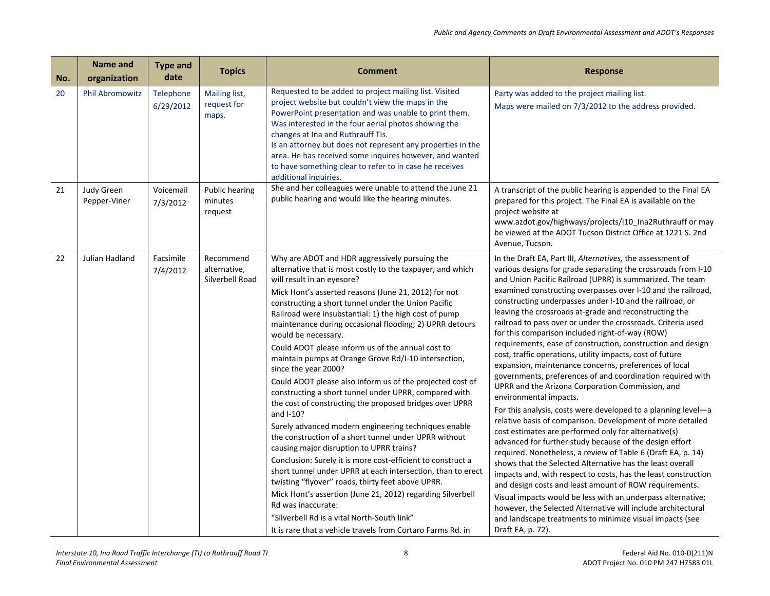| No. | Name and organization | Type and date | Topics | Comment | Response |
|---|---|---|---|---|---|
| 20 | Phil Abromowitz | Telephone 6/29/2012 | Mailing list, request for maps. | Requested to be added to project mailing list. Visited project website but couldn't view the maps in the PowerPoint presentation and was unable to print them. Was interested in the four aerial photos showing the changes at Ina and Ruthrauff TIs.<br>Is an attorney but does not represent any properties in the area. He has received some inquires however, and wanted to have something clear to refer to in case he receives additional inquiries. | Party was added to the project mailing list.<br>Maps were mailed on 7/3/2012 to the address provided. |
| 21 | Judy Green Pepper-Viner | Voicemail 7/3/2012 | Public hearing minutes request | She and her colleagues were unable to attend the June 21 public hearing and would like the hearing minutes. | A transcript of the public hearing is appended to the Final EA prepared for this project. The Final EA is available on the project website at www.azdot.gov/highways/projects/I10_Ina2Ruthrauff or may be viewed at the ADOT Tucson District Office at 1221 S. 2nd Avenue, Tucson. |
| 22 | Julian Hadland | Facsimile 7/4/2012 | Recommend alternative, Silverbell Road | Why are ADOT and HDR aggressively pursuing the alternative that is most costly to the taxpayer, and which will result in an eyesore?<br>Mick Hont's asserted reasons (June 21, 2012) for not constructing a short tunnel under the Union Pacific Railroad were insubstantial: 1) the high cost of pump maintenance during occasional flooding; 2) UPRR detours would be necessary.<br>Could ADOT please inform us of the annual cost to maintain pumps at Orange Grove Rd/I-10 intersection, since the year 2000?<br>Could ADOT please also inform us of the projected cost of constructing a short tunnel under UPRR, compared with the cost of constructing the proposed bridges over UPRR and I-10?<br>Surely advanced modern engineering techniques enable the construction of a short tunnel under UPRR without causing major disruption to UPRR trains?<br>Conclusion: Surely it is more cost-efficient to construct a short tunnel under UPRR at each intersection, than to erect twisting "flyover" roads, thirty feet above UPRR.<br>Mick Hont's assertion (June 21, 2012) regarding Silverbell Rd was inaccurate:<br>"Silverbell Rd is a vital North-South link"<br>It is rare that a vehicle travels from Cortaro Farms Rd. in | In the Draft EA, Part III, *Alternatives,* the assessment of various designs for grade separating the crossroads from I-10 and Union Pacific Railroad (UPRR) is summarized. The team examined constructing overpasses over I-10 and the railroad, constructing underpasses under I-10 and the railroad, or leaving the crossroads at-grade and reconstructing the railroad to pass over or under the crossroads. Criteria used for this comparison included right-of-way (ROW) requirements, ease of construction, construction and design cost, traffic operations, utility impacts, cost of future expansion, maintenance concerns, preferences of local governments, preferences of and coordination required with UPRR and the Arizona Corporation Commission, and environmental impacts.<br>For this analysis, costs were developed to a planning level—a relative basis of comparison. Development of more detailed cost estimates are performed only for alternative(s) advanced for further study because of the design effort required. Nonetheless, a review of Table 6 (Draft EA, p. 14) shows that the Selected Alternative has the least overall impacts and, with respect to costs, has the least construction and design costs and least amount of ROW requirements.<br>Visual impacts would be less with an underpass alternative; however, the Selected Alternative will include architectural and landscape treatments to minimize visual impacts (see Draft EA, p. 72). |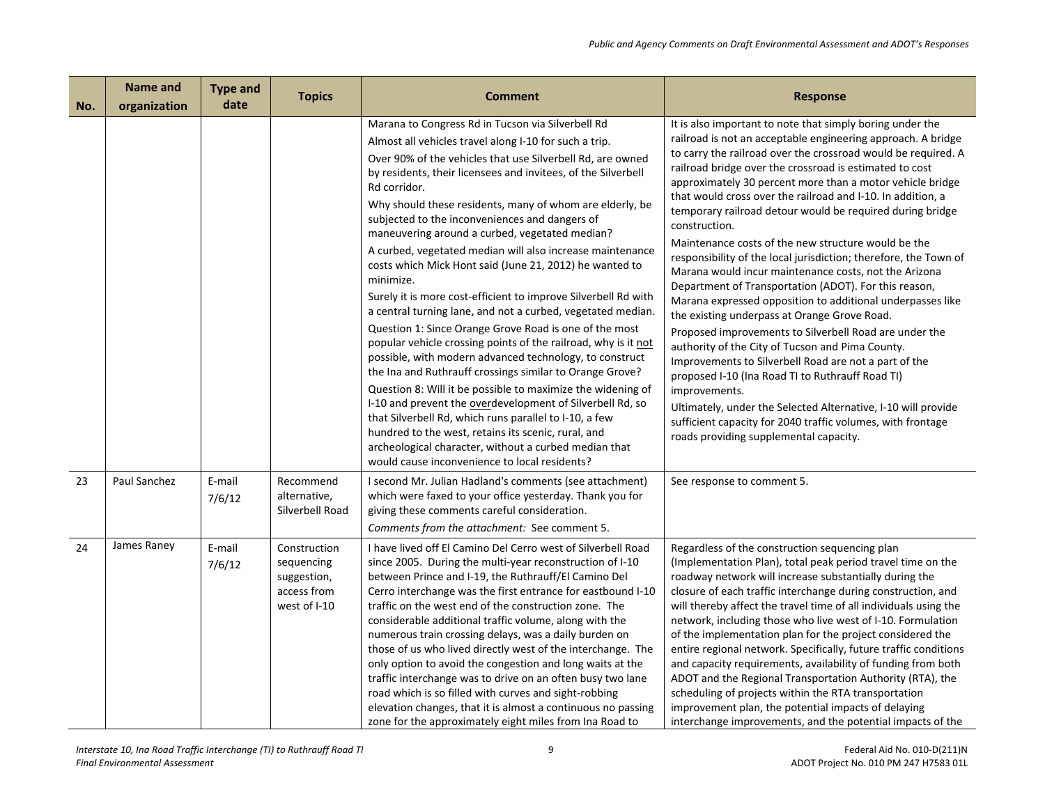| No. | Name and organization | Type and date | Topics | Comment | Response |
|---|---|---|---|---|---|
| | | | | Marana to Congress Rd in Tucson via Silverbell Rd<br><br>Almost all vehicles travel along I-10 for such a trip.<br><br>Over 90% of the vehicles that use Silverbell Rd, are owned by residents, their licensees and invitees, of the Silverbell Rd corridor.<br><br>Why should these residents, many of whom are elderly, be subjected to the inconveniences and dangers of maneuvering around a curbed, vegetated median?<br><br>A curbed, vegetated median will also increase maintenance costs which Mick Hont said (June 21, 2012) he wanted to minimize.<br><br>Surely it is more cost-efficient to improve Silverbell Rd with a central turning lane, and not a curbed, vegetated median.<br><br>Question 1: Since Orange Grove Road is one of the most popular vehicle crossing points of the railroad, why is it <u>not</u> possible, with modern advanced technology, to construct the Ina and Ruthrauff crossings similar to Orange Grove?<br><br>Question 8: Will it be possible to maximize the widening of I-10 and prevent the <u>over</u>development of Silverbell Rd, so that Silverbell Rd, which runs parallel to I-10, a few hundred to the west, retains its scenic, rural, and archeological character, without a curbed median that would cause inconvenience to local residents? | It is also important to note that simply boring under the railroad is not an acceptable engineering approach. A bridge to carry the railroad over the crossroad would be required. A railroad bridge over the crossroad is estimated to cost approximately 30 percent more than a motor vehicle bridge that would cross over the railroad and I-10. In addition, a temporary railroad detour would be required during bridge construction.<br><br>Maintenance costs of the new structure would be the responsibility of the local jurisdiction; therefore, the Town of Marana would incur maintenance costs, not the Arizona Department of Transportation (ADOT). For this reason, Marana expressed opposition to additional underpasses like the existing underpass at Orange Grove Road.<br><br>Proposed improvements to Silverbell Road are under the authority of the City of Tucson and Pima County. Improvements to Silverbell Road are not a part of the proposed I-10 (Ina Road TI to Ruthrauff Road TI) improvements.<br><br>Ultimately, under the Selected Alternative, I-10 will provide sufficient capacity for 2040 traffic volumes, with frontage roads providing supplemental capacity. |
| 23 | Paul Sanchez | E-mail 7/6/12 | Recommend alternative, Silverbell Road | I second Mr. Julian Hadland's comments (see attachment) which were faxed to your office yesterday. Thank you for giving these comments careful consideration.<br><br>*Comments from the attachment:* See comment 5. | See response to comment 5. |
| 24 | James Raney | E-mail 7/6/12 | Construction sequencing suggestion, access from west of I-10 | I have lived off El Camino Del Cerro west of Silverbell Road since 2005. During the multi-year reconstruction of I-10 between Prince and I-19, the Ruthrauff/El Camino Del Cerro interchange was the first entrance for eastbound I-10 traffic on the west end of the construction zone. The considerable additional traffic volume, along with the numerous train crossing delays, was a daily burden on those of us who lived directly west of the interchange. The only option to avoid the congestion and long waits at the traffic interchange was to drive on an often busy two lane road which is so filled with curves and sight-robbing elevation changes, that it is almost a continuous no passing zone for the approximately eight miles from Ina Road to | Regardless of the construction sequencing plan (Implementation Plan), total peak period travel time on the roadway network will increase substantially during the closure of each traffic interchange during construction, and will thereby affect the travel time of all individuals using the network, including those who live west of I-10. Formulation of the implementation plan for the project considered the entire regional network. Specifically, future traffic conditions and capacity requirements, availability of funding from both ADOT and the Regional Transportation Authority (RTA), the scheduling of projects within the RTA transportation improvement plan, the potential impacts of delaying interchange improvements, and the potential impacts of the |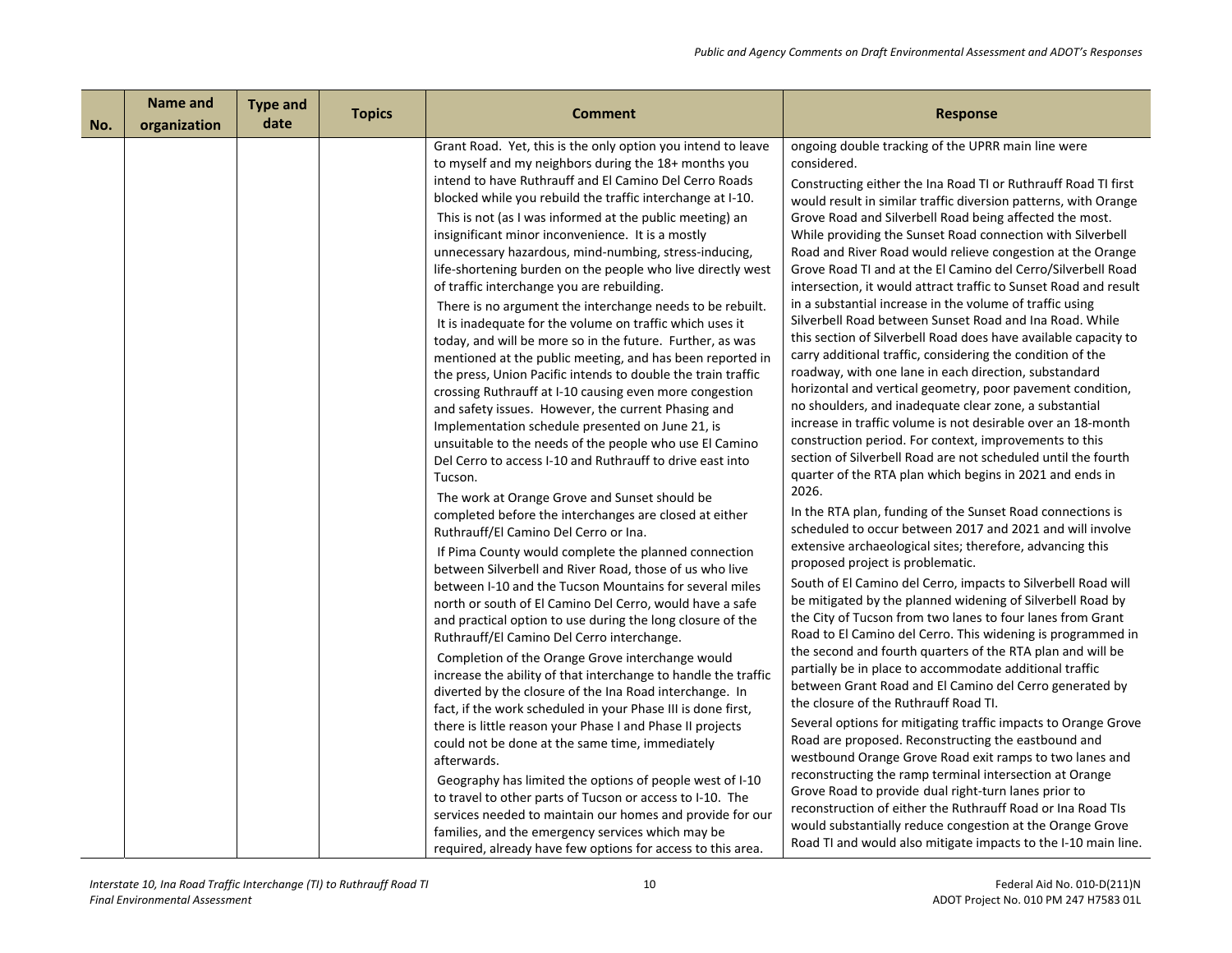| No. | Name and organization | Type and date | Topics | Comment | Response |
|---|---|---|---|---|---|
| | | | | Grant Road. Yet, this is the only option you intend to leave to myself and my neighbors during the 18+ months you intend to have Ruthrauff and El Camino Del Cerro Roads blocked while you rebuild the traffic interchange at I-10.<br><br>This is not (as I was informed at the public meeting) an insignificant minor inconvenience. It is a mostly unnecessary hazardous, mind-numbing, stress-inducing, life-shortening burden on the people who live directly west of traffic interchange you are rebuilding.<br><br>There is no argument the interchange needs to be rebuilt. It is inadequate for the volume on traffic which uses it today, and will be more so in the future. Further, as was mentioned at the public meeting, and has been reported in the press, Union Pacific intends to double the train traffic crossing Ruthrauff at I-10 causing even more congestion and safety issues. However, the current Phasing and Implementation schedule presented on June 21, is unsuitable to the needs of the people who use El Camino Del Cerro to access I-10 and Ruthrauff to drive east into Tucson.<br><br>The work at Orange Grove and Sunset should be completed before the interchanges are closed at either Ruthrauff/El Camino Del Cerro or Ina.<br><br>If Pima County would complete the planned connection between Silverbell and River Road, those of us who live between I-10 and the Tucson Mountains for several miles north or south of El Camino Del Cerro, would have a safe and practical option to use during the long closure of the Ruthrauff/El Camino Del Cerro interchange.<br><br>Completion of the Orange Grove interchange would increase the ability of that interchange to handle the traffic diverted by the closure of the Ina Road interchange. In fact, if the work scheduled in your Phase III is done first, there is little reason your Phase I and Phase II projects could not be done at the same time, immediately afterwards.<br><br>Geography has limited the options of people west of I-10 to travel to other parts of Tucson or access to I-10. The services needed to maintain our homes and provide for our families, and the emergency services which may be required, already have few options for access to this area. | ongoing double tracking of the UPRR main line were considered.<br><br>Constructing either the Ina Road TI or Ruthrauff Road TI first would result in similar traffic diversion patterns, with Orange Grove Road and Silverbell Road being affected the most. While providing the Sunset Road connection with Silverbell Road and River Road would relieve congestion at the Orange Grove Road TI and at the El Camino del Cerro/Silverbell Road intersection, it would attract traffic to Sunset Road and result in a substantial increase in the volume of traffic using Silverbell Road between Sunset Road and Ina Road. While this section of Silverbell Road does have available capacity to carry additional traffic, considering the condition of the roadway, with one lane in each direction, substandard horizontal and vertical geometry, poor pavement condition, no shoulders, and inadequate clear zone, a substantial increase in traffic volume is not desirable over an 18-month construction period. For context, improvements to this section of Silverbell Road are not scheduled until the fourth quarter of the RTA plan which begins in 2021 and ends in 2026.<br><br>In the RTA plan, funding of the Sunset Road connections is scheduled to occur between 2017 and 2021 and will involve extensive archaeological sites; therefore, advancing this proposed project is problematic.<br><br>South of El Camino del Cerro, impacts to Silverbell Road will be mitigated by the planned widening of Silverbell Road by the City of Tucson from two lanes to four lanes from Grant Road to El Camino del Cerro. This widening is programmed in the second and fourth quarters of the RTA plan and will be partially be in place to accommodate additional traffic between Grant Road and El Camino del Cerro generated by the closure of the Ruthrauff Road TI.<br><br>Several options for mitigating traffic impacts to Orange Grove Road are proposed. Reconstructing the eastbound and westbound Orange Grove Road exit ramps to two lanes and reconstructing the ramp terminal intersection at Orange Grove Road to provide dual right-turn lanes prior to reconstruction of either the Ruthrauff Road or Ina Road TIs would substantially reduce congestion at the Orange Grove Road TI and would also mitigate impacts to the I-10 main line. |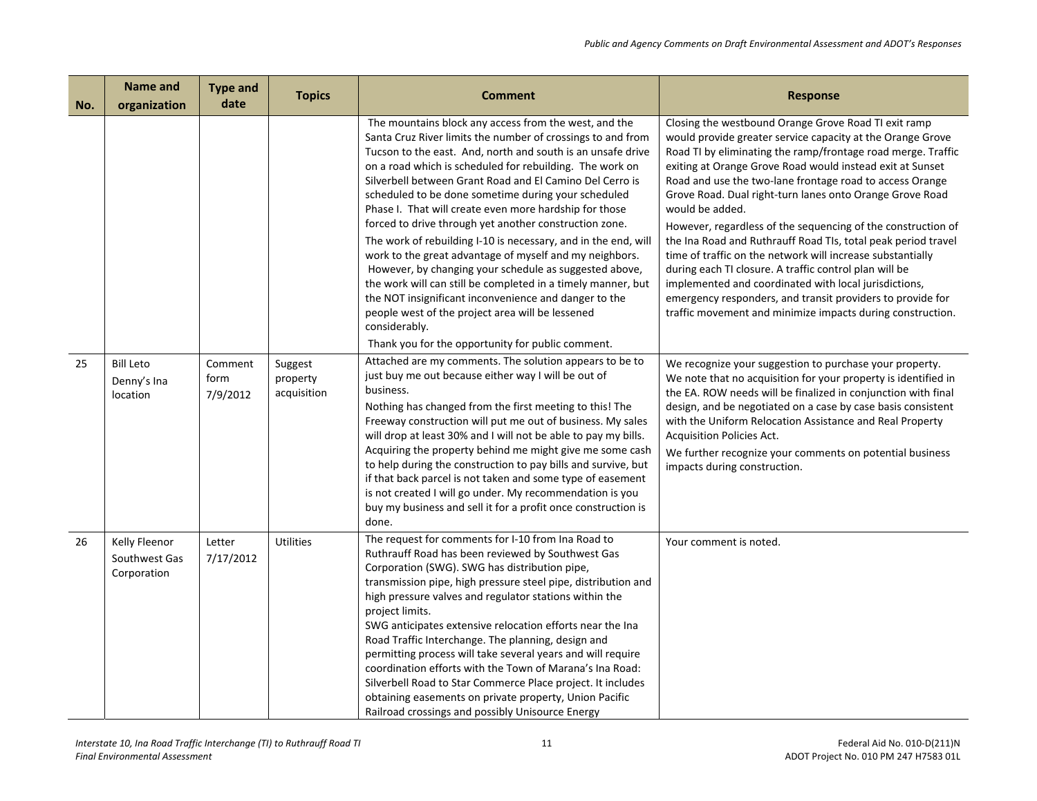| No. | Name and organization | Type and date | Topics | Comment | Response |
|---|---|---|---|---|---|
| | | | | The mountains block any access from the west, and the Santa Cruz River limits the number of crossings to and from Tucson to the east. And, north and south is an unsafe drive on a road which is scheduled for rebuilding. The work on Silverbell between Grant Road and El Camino Del Cerro is scheduled to be done sometime during your scheduled Phase I. That will create even more hardship for those forced to drive through yet another construction zone.<br>The work of rebuilding I-10 is necessary, and in the end, will work to the great advantage of myself and my neighbors. However, by changing your schedule as suggested above, the work will can still be completed in a timely manner, but the NOT insignificant inconvenience and danger to the people west of the project area will be lessened considerably.<br>Thank you for the opportunity for public comment. | Closing the westbound Orange Grove Road TI exit ramp would provide greater service capacity at the Orange Grove Road TI by eliminating the ramp/frontage road merge. Traffic exiting at Orange Grove Road would instead exit at Sunset Road and use the two-lane frontage road to access Orange Grove Road. Dual right-turn lanes onto Orange Grove Road would be added.<br>However, regardless of the sequencing of the construction of the Ina Road and Ruthrauff Road TIs, total peak period travel time of traffic on the network will increase substantially during each TI closure. A traffic control plan will be implemented and coordinated with local jurisdictions, emergency responders, and transit providers to provide for traffic movement and minimize impacts during construction. |
| 25 | Bill Leto<br>Denny's Ina location | Comment form<br>7/9/2012 | Suggest property acquisition | Attached are my comments. The solution appears to be to just buy me out because either way I will be out of business.<br>Nothing has changed from the first meeting to this! The Freeway construction will put me out of business. My sales will drop at least 30% and I will not be able to pay my bills. Acquiring the property behind me might give me some cash to help during the construction to pay bills and survive, but if that back parcel is not taken and some type of easement is not created I will go under. My recommendation is you buy my business and sell it for a profit once construction is done. | We recognize your suggestion to purchase your property. We note that no acquisition for your property is identified in the EA. ROW needs will be finalized in conjunction with final design, and be negotiated on a case by case basis consistent with the Uniform Relocation Assistance and Real Property Acquisition Policies Act.<br>We further recognize your comments on potential business impacts during construction. |
| 26 | Kelly Fleenor<br>Southwest Gas Corporation | Letter<br>7/17/2012 | Utilities | The request for comments for I-10 from Ina Road to Ruthrauff Road has been reviewed by Southwest Gas Corporation (SWG). SWG has distribution pipe, transmission pipe, high pressure steel pipe, distribution and high pressure valves and regulator stations within the project limits.<br>SWG anticipates extensive relocation efforts near the Ina Road Traffic Interchange. The planning, design and permitting process will take several years and will require coordination efforts with the Town of Marana's Ina Road: Silverbell Road to Star Commerce Place project. It includes obtaining easements on private property, Union Pacific Railroad crossings and possibly Unisource Energy | Your comment is noted. |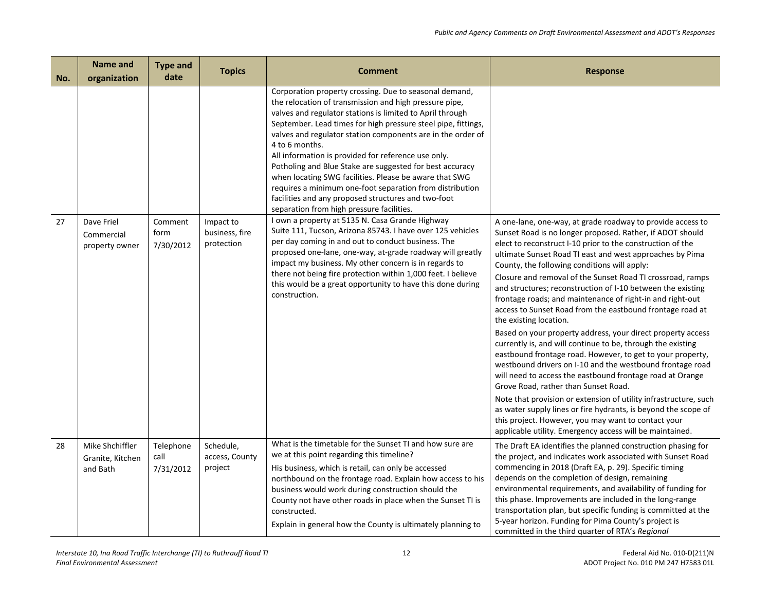| No. | Name and organization | Type and date | Topics | Comment | Response |
|---|---|---|---|---|---|
| | | | | Corporation property crossing. Due to seasonal demand, the relocation of transmission and high pressure pipe, valves and regulator stations is limited to April through September. Lead times for high pressure steel pipe, fittings, valves and regulator station components are in the order of 4 to 6 months.<br>All information is provided for reference use only. Potholing and Blue Stake are suggested for best accuracy when locating SWG facilities. Please be aware that SWG requires a minimum one-foot separation from distribution facilities and any proposed structures and two-foot separation from high pressure facilities. | |
| 27 | Dave Friel<br>Commercial property owner | Comment form<br>7/30/2012 | Impact to business, fire protection | I own a property at 5135 N. Casa Grande Highway Suite 111, Tucson, Arizona 85743. I have over 125 vehicles per day coming in and out to conduct business. The proposed one-lane, one-way, at-grade roadway will greatly impact my business. My other concern is in regards to there not being fire protection within 1,000 feet. I believe this would be a great opportunity to have this done during construction. | A one-lane, one-way, at grade roadway to provide access to Sunset Road is no longer proposed. Rather, if ADOT should elect to reconstruct I-10 prior to the construction of the ultimate Sunset Road TI east and west approaches by Pima County, the following conditions will apply:<br>Closure and removal of the Sunset Road TI crossroad, ramps and structures; reconstruction of I-10 between the existing frontage roads; and maintenance of right-in and right-out access to Sunset Road from the eastbound frontage road at the existing location.<br>Based on your property address, your direct property access currently is, and will continue to be, through the existing eastbound frontage road. However, to get to your property, westbound drivers on I-10 and the westbound frontage road will need to access the eastbound frontage road at Orange Grove Road, rather than Sunset Road.<br>Note that provision or extension of utility infrastructure, such as water supply lines or fire hydrants, is beyond the scope of this project. However, you may want to contact your applicable utility. Emergency access will be maintained. |
| 28 | Mike Shchiffler<br>Granite, Kitchen and Bath | Telephone call<br>7/31/2012 | Schedule, access, County project | What is the timetable for the Sunset TI and how sure are we at this point regarding this timeline?<br>His business, which is retail, can only be accessed northbound on the frontage road. Explain how access to his business would work during construction should the County not have other roads in place when the Sunset TI is constructed.<br>Explain in general how the County is ultimately planning to | The Draft EA identifies the planned construction phasing for the project, and indicates work associated with Sunset Road commencing in 2018 (Draft EA, p. 29). Specific timing depends on the completion of design, remaining environmental requirements, and availability of funding for this phase. Improvements are included in the long-range transportation plan, but specific funding is committed at the 5-year horizon. Funding for Pima County's project is committed in the third quarter of RTA's *Regional* |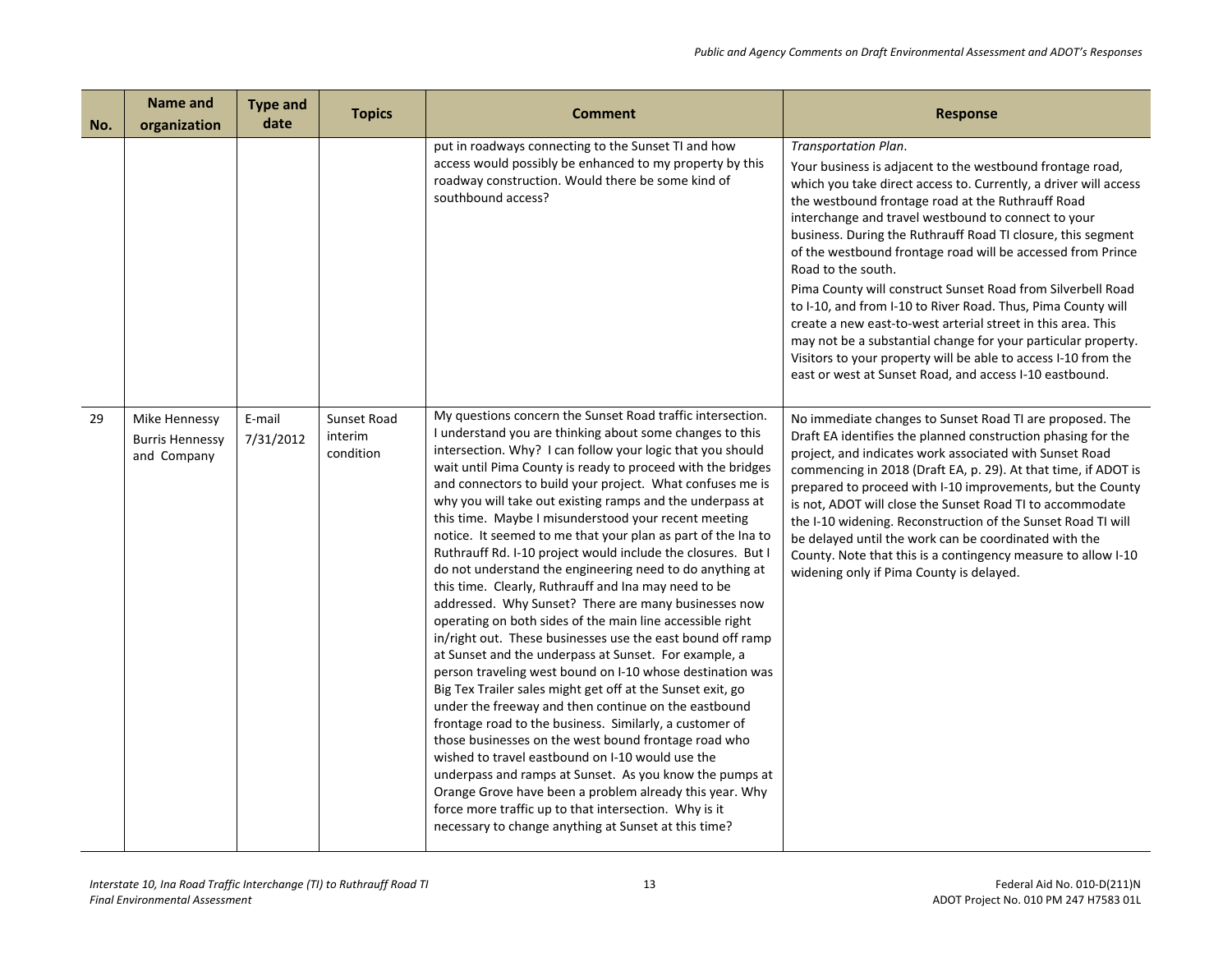| No. | Name and organization | Type and date | Topics | Comment | Response |
|---|---|---|---|---|---|
| | | | | put in roadways connecting to the Sunset TI and how access would possibly be enhanced to my property by this roadway construction. Would there be some kind of southbound access? | *Transportation Plan*.<br><br>Your business is adjacent to the westbound frontage road, which you take direct access to. Currently, a driver will access the westbound frontage road at the Ruthrauff Road interchange and travel westbound to connect to your business. During the Ruthrauff Road TI closure, this segment of the westbound frontage road will be accessed from Prince Road to the south.<br><br>Pima County will construct Sunset Road from Silverbell Road to I-10, and from I-10 to River Road. Thus, Pima County will create a new east-to-west arterial street in this area. This may not be a substantial change for your particular property. Visitors to your property will be able to access I-10 from the east or west at Sunset Road, and access I-10 eastbound. |
| 29 | Mike Hennessy<br>Burris Hennessy and Company | E-mail<br>7/31/2012 | Sunset Road interim condition | My questions concern the Sunset Road traffic intersection. I understand you are thinking about some changes to this intersection. Why? I can follow your logic that you should wait until Pima County is ready to proceed with the bridges and connectors to build your project. What confuses me is why you will take out existing ramps and the underpass at this time. Maybe I misunderstood your recent meeting notice. It seemed to me that your plan as part of the Ina to Ruthrauff Rd. I-10 project would include the closures. But I do not understand the engineering need to do anything at this time. Clearly, Ruthrauff and Ina may need to be addressed. Why Sunset? There are many businesses now operating on both sides of the main line accessible right in/right out. These businesses use the east bound off ramp at Sunset and the underpass at Sunset. For example, a person traveling west bound on I-10 whose destination was Big Tex Trailer sales might get off at the Sunset exit, go under the freeway and then continue on the eastbound frontage road to the business. Similarly, a customer of those businesses on the west bound frontage road who wished to travel eastbound on I-10 would use the underpass and ramps at Sunset. As you know the pumps at Orange Grove have been a problem already this year. Why force more traffic up to that intersection. Why is it necessary to change anything at Sunset at this time? | No immediate changes to Sunset Road TI are proposed. The Draft EA identifies the planned construction phasing for the project, and indicates work associated with Sunset Road commencing in 2018 (Draft EA, p. 29). At that time, if ADOT is prepared to proceed with I-10 improvements, but the County is not, ADOT will close the Sunset Road TI to accommodate the I-10 widening. Reconstruction of the Sunset Road TI will be delayed until the work can be coordinated with the County. Note that this is a contingency measure to allow I-10 widening only if Pima County is delayed. |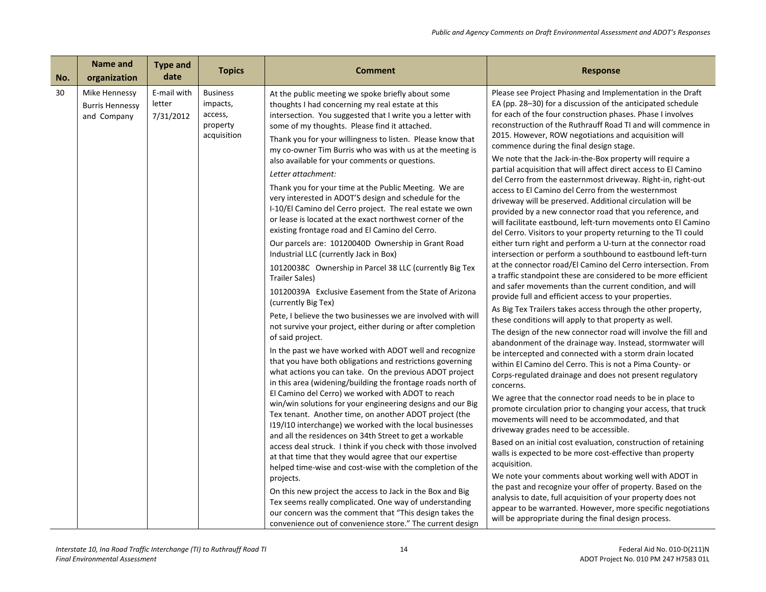| No. | Name and organization | Type and date | Topics | Comment | Response |
|---|---|---|---|---|---|
| 30 | Mike Hennessy Burris Hennessy and Company | E-mail with letter 7/31/2012 | Business impacts, access, property acquisition | At the public meeting we spoke briefly about some thoughts I had concerning my real estate at this intersection. You suggested that I write you a letter with some of my thoughts. Please find it attached.<br><br>Thank you for your willingness to listen. Please know that my co-owner Tim Burris who was with us at the meeting is also available for your comments or questions.<br><br>*Letter attachment:*<br><br>Thank you for your time at the Public Meeting. We are very interested in ADOT'S design and schedule for the I-10/El Camino del Cerro project. The real estate we own or lease is located at the exact northwest corner of the existing frontage road and El Camino del Cerro.<br><br>Our parcels are: 10120040D Ownership in Grant Road Industrial LLC (currently Jack in Box)<br><br>10120038C Ownership in Parcel 38 LLC (currently Big Tex Trailer Sales)<br><br>10120039A Exclusive Easement from the State of Arizona (currently Big Tex)<br><br>Pete, I believe the two businesses we are involved with will not survive your project, either during or after completion of said project.<br><br>In the past we have worked with ADOT well and recognize that you have both obligations and restrictions governing what actions you can take. On the previous ADOT project in this area (widening/building the frontage roads north of El Camino del Cerro) we worked with ADOT to reach win/win solutions for your engineering designs and our Big Tex tenant. Another time, on another ADOT project (the I19/I10 interchange) we worked with the local businesses and all the residences on 34th Street to get a workable access deal struck. I think if you check with those involved at that time that they would agree that our expertise helped time-wise and cost-wise with the completion of the projects.<br><br>On this new project the access to Jack in the Box and Big Tex seems really complicated. One way of understanding our concern was the comment that "This design takes the convenience out of convenience store." The current design | Please see Project Phasing and Implementation in the Draft EA (pp. 28–30) for a discussion of the anticipated schedule for each of the four construction phases. Phase I involves reconstruction of the Ruthrauff Road TI and will commence in 2015. However, ROW negotiations and acquisition will commence during the final design stage.<br><br>We note that the Jack-in-the-Box property will require a partial acquisition that will affect direct access to El Camino del Cerro from the easternmost driveway. Right-in, right-out access to El Camino del Cerro from the westernmost driveway will be preserved. Additional circulation will be provided by a new connector road that you reference, and will facilitate eastbound, left-turn movements onto El Camino del Cerro. Visitors to your property returning to the TI could either turn right and perform a U-turn at the connector road intersection or perform a southbound to eastbound left-turn at the connector road/El Camino del Cerro intersection. From a traffic standpoint these are considered to be more efficient and safer movements than the current condition, and will provide full and efficient access to your properties.<br><br>As Big Tex Trailers takes access through the other property, these conditions will apply to that property as well.<br><br>The design of the new connector road will involve the fill and abandonment of the drainage way. Instead, stormwater will be intercepted and connected with a storm drain located within El Camino del Cerro. This is not a Pima County- or Corps-regulated drainage and does not present regulatory concerns.<br><br>We agree that the connector road needs to be in place to promote circulation prior to changing your access, that truck movements will need to be accommodated, and that driveway grades need to be accessible.<br><br>Based on an initial cost evaluation, construction of retaining walls is expected to be more cost-effective than property acquisition.<br><br>We note your comments about working well with ADOT in the past and recognize your offer of property. Based on the analysis to date, full acquisition of your property does not appear to be warranted. However, more specific negotiations will be appropriate during the final design process. |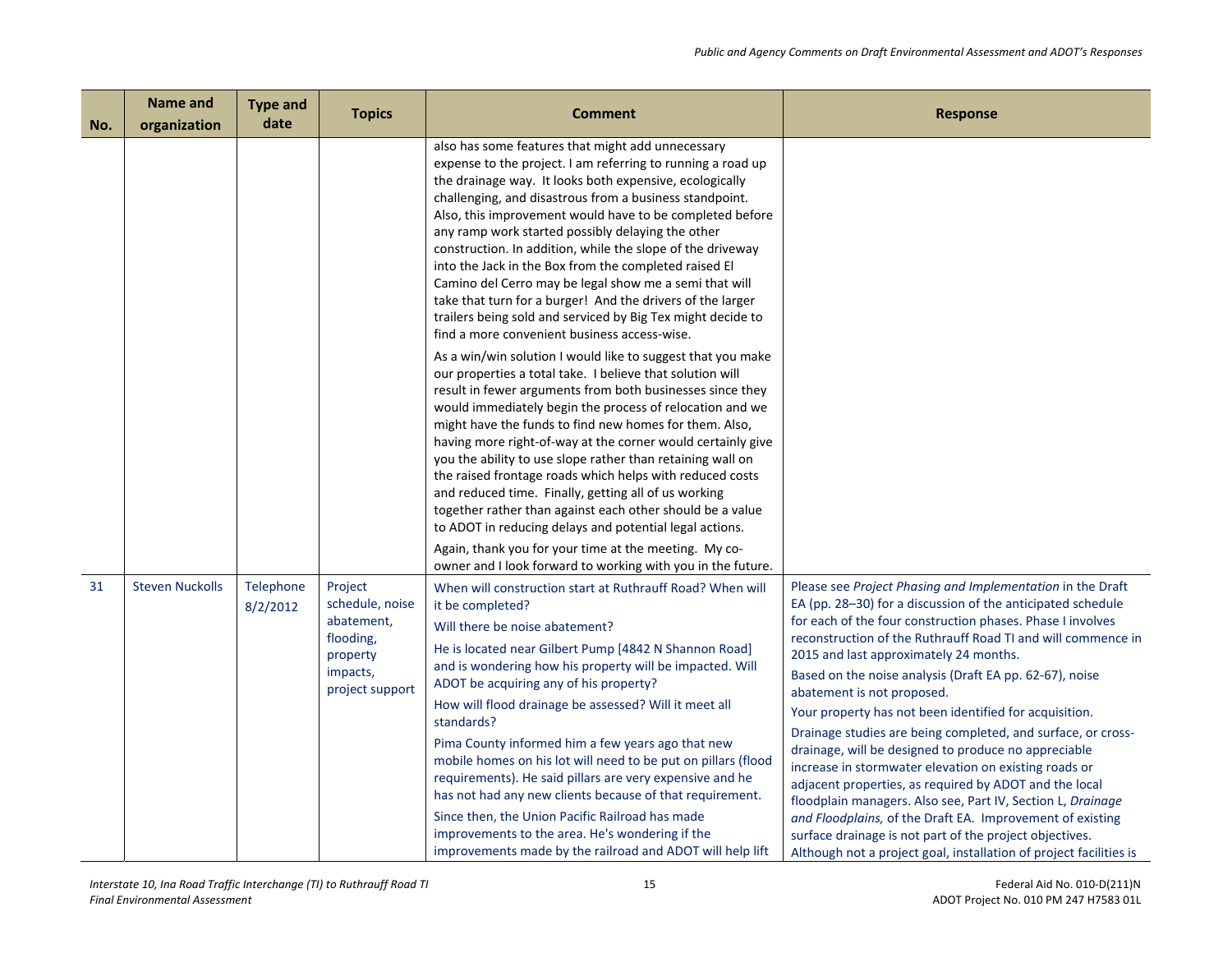| No. | Name and organization | Type and date | Topics | Comment | Response |
|---|---|---|---|---|---|
| | | | | also has some features that might add unnecessary expense to the project. I am referring to running a road up the drainage way. It looks both expensive, ecologically challenging, and disastrous from a business standpoint. Also, this improvement would have to be completed before any ramp work started possibly delaying the other construction. In addition, while the slope of the driveway into the Jack in the Box from the completed raised El Camino del Cerro may be legal show me a semi that will take that turn for a burger! And the drivers of the larger trailers being sold and serviced by Big Tex might decide to find a more convenient business access-wise.<br><br>As a win/win solution I would like to suggest that you make our properties a total take. I believe that solution will result in fewer arguments from both businesses since they would immediately begin the process of relocation and we might have the funds to find new homes for them. Also, having more right-of-way at the corner would certainly give you the ability to use slope rather than retaining wall on the raised frontage roads which helps with reduced costs and reduced time. Finally, getting all of us working together rather than against each other should be a value to ADOT in reducing delays and potential legal actions.<br><br>Again, thank you for your time at the meeting. My co-owner and I look forward to working with you in the future. | |
| 31 | Steven Nuckolls | Telephone 8/2/2012 | Project schedule, noise abatement, flooding, property impacts, project support | When will construction start at Ruthrauff Road? When will it be completed?<br><br>Will there be noise abatement?<br><br>He is located near Gilbert Pump [4842 N Shannon Road] and is wondering how his property will be impacted. Will ADOT be acquiring any of his property?<br><br>How will flood drainage be assessed? Will it meet all standards?<br><br>Pima County informed him a few years ago that new mobile homes on his lot will need to be put on pillars (flood requirements). He said pillars are very expensive and he has not had any new clients because of that requirement.<br><br>Since then, the Union Pacific Railroad has made improvements to the area. He's wondering if the improvements made by the railroad and ADOT will help lift | Please see *Project Phasing and Implementation* in the Draft EA (pp. 28–30) for a discussion of the anticipated schedule for each of the four construction phases. Phase I involves reconstruction of the Ruthrauff Road TI and will commence in 2015 and last approximately 24 months.<br><br>Based on the noise analysis (Draft EA pp. 62-67), noise abatement is not proposed.<br><br>Your property has not been identified for acquisition.<br><br>Drainage studies are being completed, and surface, or cross-drainage, will be designed to produce no appreciable increase in stormwater elevation on existing roads or adjacent properties, as required by ADOT and the local floodplain managers. Also see, Part IV, Section L, *Drainage and Floodplains,* of the Draft EA. Improvement of existing surface drainage is not part of the project objectives. Although not a project goal, installation of project facilities is |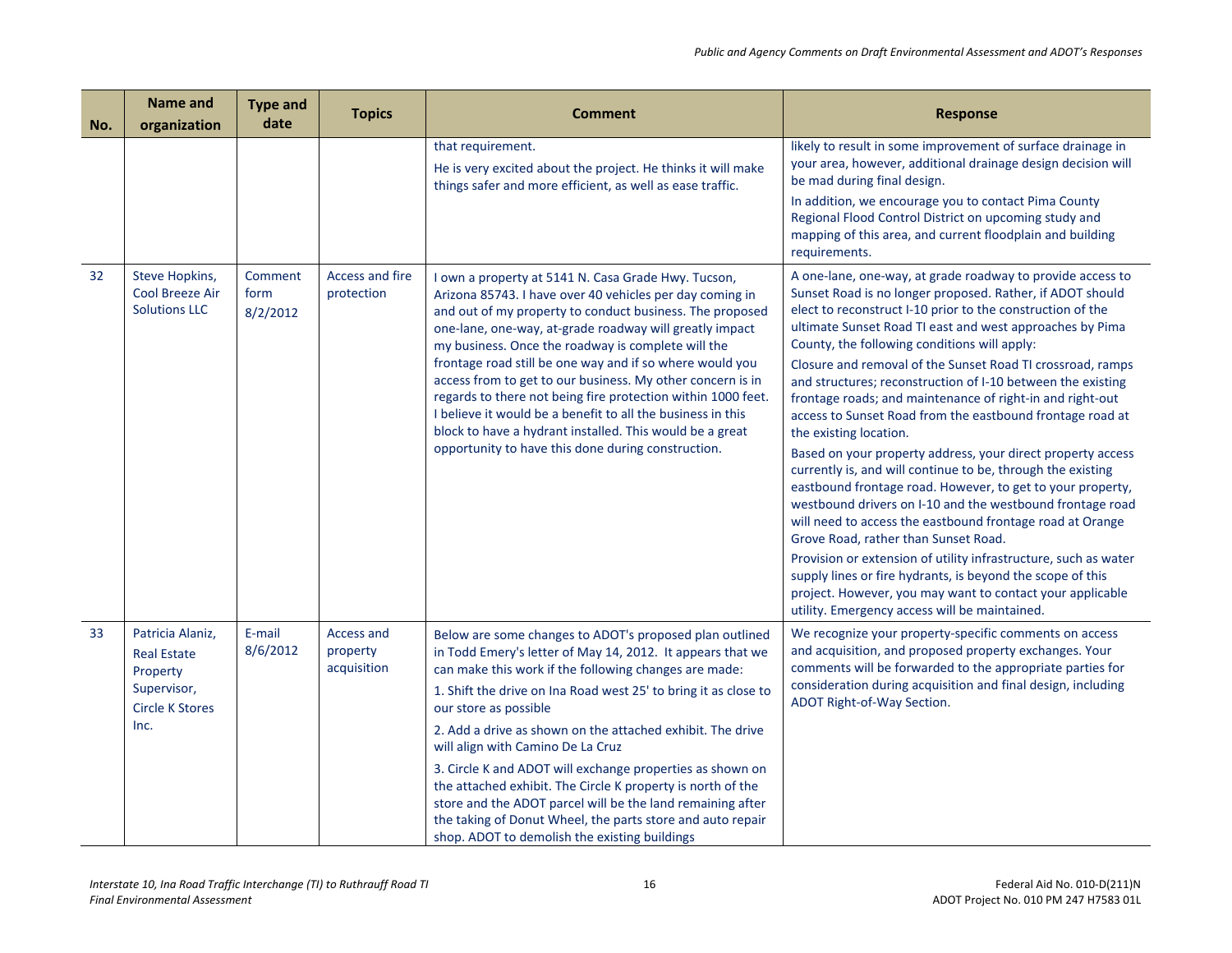| No. | Name and organization | Type and date | Topics | Comment | Response |
|---|---|---|---|---|---|
| | | | | that requirement.<br><br>He is very excited about the project. He thinks it will make things safer and more efficient, as well as ease traffic. | likely to result in some improvement of surface drainage in your area, however, additional drainage design decision will be mad during final design.<br><br>In addition, we encourage you to contact Pima County Regional Flood Control District on upcoming study and mapping of this area, and current floodplain and building requirements. |
| 32 | Steve Hopkins, Cool Breeze Air Solutions LLC | Comment form 8/2/2012 | Access and fire protection | I own a property at 5141 N. Casa Grade Hwy. Tucson, Arizona 85743. I have over 40 vehicles per day coming in and out of my property to conduct business. The proposed one-lane, one-way, at-grade roadway will greatly impact my business. Once the roadway is complete will the frontage road still be one way and if so where would you access from to get to our business. My other concern is in regards to there not being fire protection within 1000 feet. I believe it would be a benefit to all the business in this block to have a hydrant installed. This would be a great opportunity to have this done during construction. | A one-lane, one-way, at grade roadway to provide access to Sunset Road is no longer proposed. Rather, if ADOT should elect to reconstruct I-10 prior to the construction of the ultimate Sunset Road TI east and west approaches by Pima County, the following conditions will apply:<br><br>Closure and removal of the Sunset Road TI crossroad, ramps and structures; reconstruction of I-10 between the existing frontage roads; and maintenance of right-in and right-out access to Sunset Road from the eastbound frontage road at the existing location.<br><br>Based on your property address, your direct property access currently is, and will continue to be, through the existing eastbound frontage road. However, to get to your property, westbound drivers on I-10 and the westbound frontage road will need to access the eastbound frontage road at Orange Grove Road, rather than Sunset Road.<br><br>Provision or extension of utility infrastructure, such as water supply lines or fire hydrants, is beyond the scope of this project. However, you may want to contact your applicable utility. Emergency access will be maintained. |
| 33 | Patricia Alaniz, Real Estate Property Supervisor, Circle K Stores Inc. | E-mail 8/6/2012 | Access and property acquisition | Below are some changes to ADOT's proposed plan outlined in Todd Emery's letter of May 14, 2012. It appears that we can make this work if the following changes are made:<br><br>1. Shift the drive on Ina Road west 25' to bring it as close to our store as possible<br><br>2. Add a drive as shown on the attached exhibit. The drive will align with Camino De La Cruz<br><br>3. Circle K and ADOT will exchange properties as shown on the attached exhibit. The Circle K property is north of the store and the ADOT parcel will be the land remaining after the taking of Donut Wheel, the parts store and auto repair shop. ADOT to demolish the existing buildings | We recognize your property-specific comments on access and acquisition, and proposed property exchanges. Your comments will be forwarded to the appropriate parties for consideration during acquisition and final design, including ADOT Right-of-Way Section. |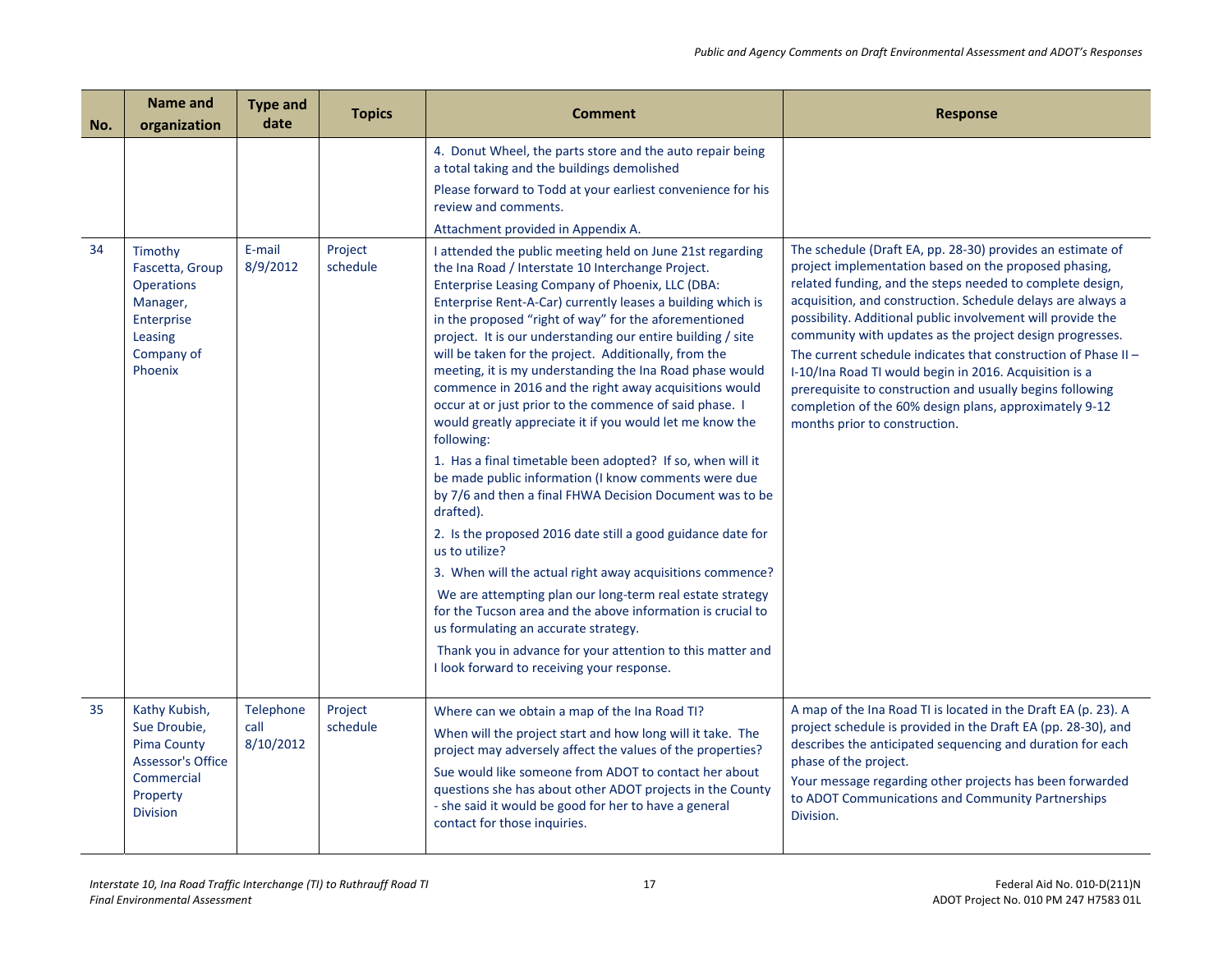| No. | Name and organization | Type and date | Topics | Comment | Response |
|---|---|---|---|---|---|
| | | | | 4. Donut Wheel, the parts store and the auto repair being a total taking and the buildings demolished<br>Please forward to Todd at your earliest convenience for his review and comments.<br>Attachment provided in Appendix A. | |
| 34 | Timothy Fascetta, Group Operations Manager, Enterprise Leasing Company of Phoenix | E-mail 8/9/2012 | Project schedule | I attended the public meeting held on June 21st regarding the Ina Road / Interstate 10 Interchange Project. Enterprise Leasing Company of Phoenix, LLC (DBA: Enterprise Rent-A-Car) currently leases a building which is in the proposed "right of way" for the aforementioned project. It is our understanding our entire building / site will be taken for the project. Additionally, from the meeting, it is my understanding the Ina Road phase would commence in 2016 and the right away acquisitions would occur at or just prior to the commence of said phase. I would greatly appreciate it if you would let me know the following:<br>1. Has a final timetable been adopted? If so, when will it be made public information (I know comments were due by 7/6 and then a final FHWA Decision Document was to be drafted).<br>2. Is the proposed 2016 date still a good guidance date for us to utilize?<br>3. When will the actual right away acquisitions commence?<br>We are attempting plan our long-term real estate strategy for the Tucson area and the above information is crucial to us formulating an accurate strategy.<br>Thank you in advance for your attention to this matter and I look forward to receiving your response. | The schedule (Draft EA, pp. 28-30) provides an estimate of project implementation based on the proposed phasing, related funding, and the steps needed to complete design, acquisition, and construction. Schedule delays are always a possibility. Additional public involvement will provide the community with updates as the project design progresses.<br>The current schedule indicates that construction of Phase II – I-10/Ina Road TI would begin in 2016. Acquisition is a prerequisite to construction and usually begins following completion of the 60% design plans, approximately 9-12 months prior to construction. |
| 35 | Kathy Kubish, Sue Droubie, Pima County Assessor's Office Commercial Property Division | Telephone call 8/10/2012 | Project schedule | Where can we obtain a map of the Ina Road TI?<br>When will the project start and how long will it take. The project may adversely affect the values of the properties?<br>Sue would like someone from ADOT to contact her about questions she has about other ADOT projects in the County - she said it would be good for her to have a general contact for those inquiries. | A map of the Ina Road TI is located in the Draft EA (p. 23). A project schedule is provided in the Draft EA (pp. 28-30), and describes the anticipated sequencing and duration for each phase of the project.<br>Your message regarding other projects has been forwarded to ADOT Communications and Community Partnerships Division. |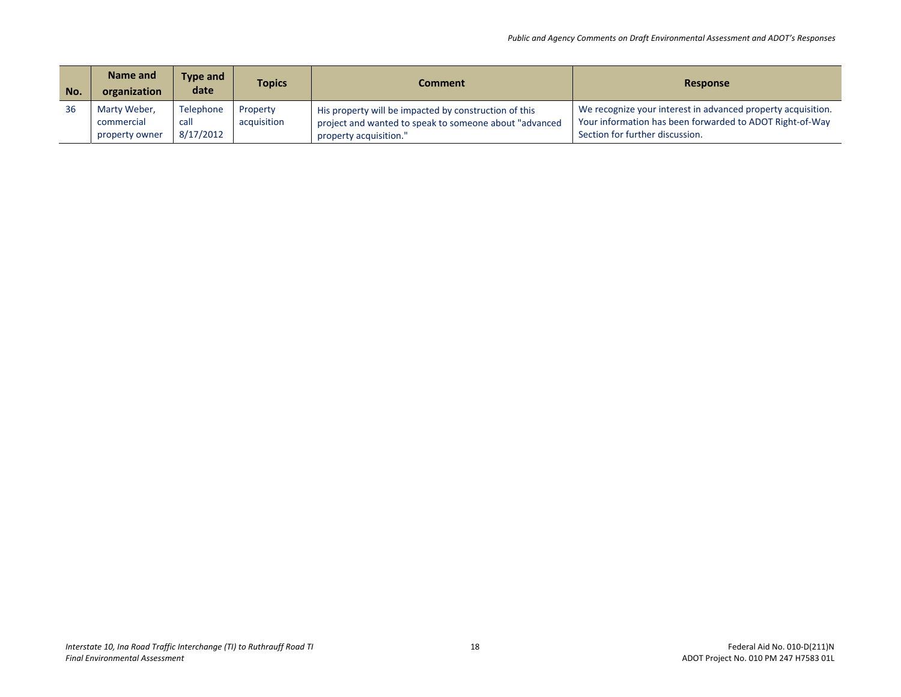| No. | Name and organization | Type and date | Topics | Comment | Response |
|---|---|---|---|---|---|
| 36 | Marty Weber, commercial property owner | Telephone call 8/17/2012 | Property acquisition | His property will be impacted by construction of this project and wanted to speak to someone about "advanced property acquisition." | We recognize your interest in advanced property acquisition. Your information has been forwarded to ADOT Right-of-Way Section for further discussion. |